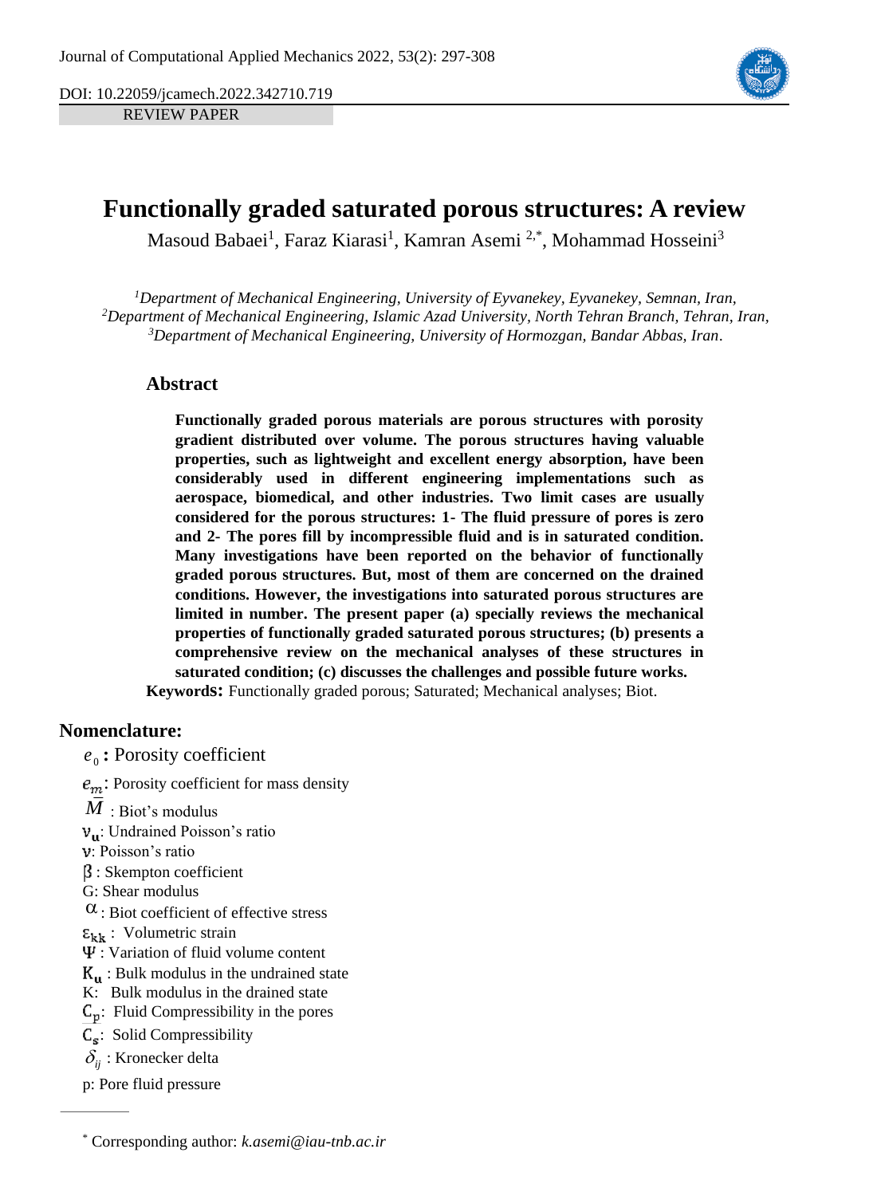DOI: 10.22059/jcamech.2022.342710.719

REVIEW PAPER

# Functionally graded saturated porous structures: A review

Masoud Babaei[1], Faraz Kiarasi[1], Kamran Asemi [2,*], Mohammad Hosseini[3]

[1]*Department of Mechanical Engineering, University of Eyvanekey, Eyvanekey, Semnan, Iran,*
[2]*Department of Mechanical Engineering, Islamic Azad University, North Tehran Branch, Tehran, Iran,*
[3]*Department of Mechanical Engineering, University of Hormozgan, Bandar Abbas, Iran*.

## Abstract

**Functionally graded porous materials are porous structures with porosity gradient distributed over volume. The porous structures having valuable properties, such as lightweight and excellent energy absorption, have been considerably used in different engineering implementations such as aerospace, biomedical, and other industries. Two limit cases are usually considered for the porous structures: 1- The fluid pressure of pores is zero and 2- The pores fill by incompressible fluid and is in saturated condition. Many investigations have been reported on the behavior of functionally graded porous structures. But, most of them are concerned on the drained conditions. However, the investigations into saturated porous structures are limited in number. The present paper (a) specially reviews the mechanical properties of functionally graded saturated porous structures; (b) presents a comprehensive review on the mechanical analyses of these structures in saturated condition; (c) discusses the challenges and possible future works.**

**Keywords:** Functionally graded porous; Saturated; Mechanical analyses; Biot.

## Nomenclature:

$e_0$ **:** Porosity coefficient

$e_m$: Porosity coefficient for mass density

$\bar{M}$ : Biot's modulus

$\nu_u$: Undrained Poisson's ratio

$\nu$: Poisson's ratio

$\beta$ : Skempton coefficient

G: Shear modulus

$\alpha$ : Biot coefficient of effective stress

$\varepsilon_{kk}$ : Volumetric strain

$\Psi$ : Variation of fluid volume content

$K_u$ : Bulk modulus in the undrained state

K: Bulk modulus in the drained state

$C_p$: Fluid Compressibility in the pores

$C_s$: Solid Compressibility

$\delta_{ij}$ : Kronecker delta

p: Pore fluid pressure

* Corresponding author: *k.asemi@iau-tnb.ac.ir*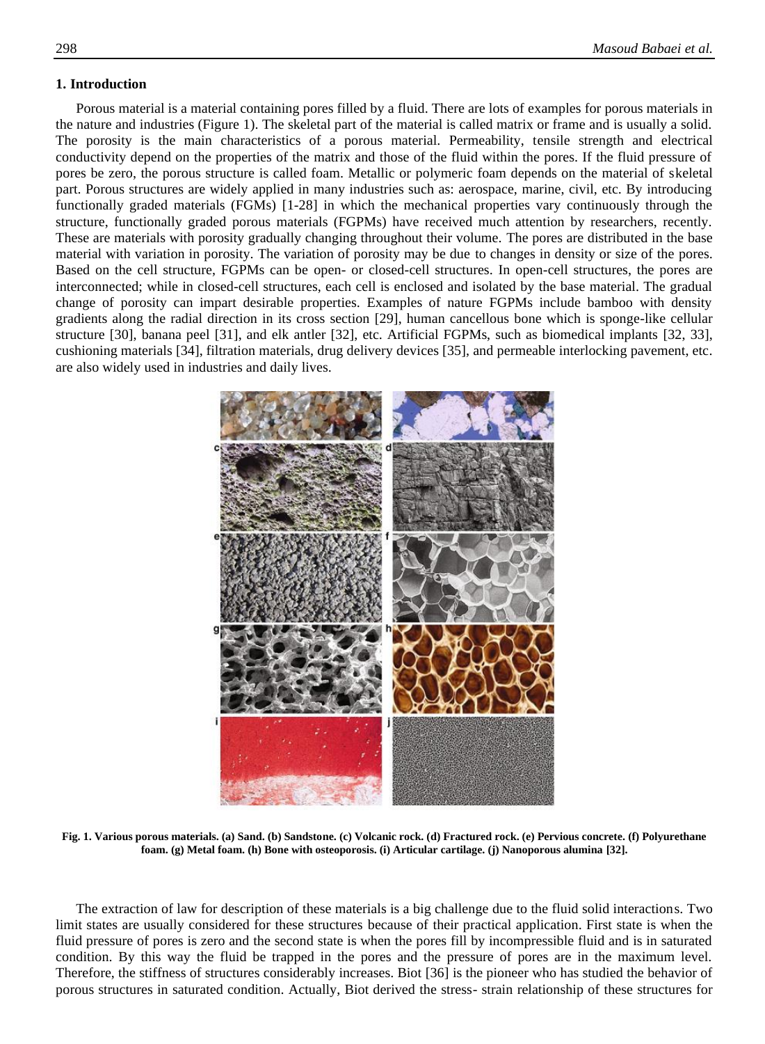## 1. Introduction

Porous material is a material containing pores filled by a fluid. There are lots of examples for porous materials in the nature and industries (Figure 1). The skeletal part of the material is called matrix or frame and is usually a solid. The porosity is the main characteristics of a porous material. Permeability, tensile strength and electrical conductivity depend on the properties of the matrix and those of the fluid within the pores. If the fluid pressure of pores be zero, the porous structure is called foam. Metallic or polymeric foam depends on the material of skeletal part. Porous structures are widely applied in many industries such as: aerospace, marine, civil, etc. By introducing functionally graded materials (FGMs) [1-28] in which the mechanical properties vary continuously through the structure, functionally graded porous materials (FGPMs) have received much attention by researchers, recently. These are materials with porosity gradually changing throughout their volume. The pores are distributed in the base material with variation in porosity. The variation of porosity may be due to changes in density or size of the pores. Based on the cell structure, FGPMs can be open- or closed-cell structures. In open-cell structures, the pores are interconnected; while in closed-cell structures, each cell is enclosed and isolated by the base material. The gradual change of porosity can impart desirable properties. Examples of nature FGPMs include bamboo with density gradients along the radial direction in its cross section [29], human cancellous bone which is sponge-like cellular structure [30], banana peel [31], and elk antler [32], etc. Artificial FGPMs, such as biomedical implants [32, 33], cushioning materials [34], filtration materials, drug delivery devices [35], and permeable interlocking pavement, etc. are also widely used in industries and daily lives.

**Fig. 1. Various porous materials. (a) Sand. (b) Sandstone. (c) Volcanic rock. (d) Fractured rock. (e) Pervious concrete. (f) Polyurethane foam. (g) Metal foam. (h) Bone with osteoporosis. (i) Articular cartilage. (j) Nanoporous alumina [32].**

The extraction of law for description of these materials is a big challenge due to the fluid solid interactions. Two limit states are usually considered for these structures because of their practical application. First state is when the fluid pressure of pores is zero and the second state is when the pores fill by incompressible fluid and is in saturated condition. By this way the fluid be trapped in the pores and the pressure of pores are in the maximum level. Therefore, the stiffness of structures considerably increases. Biot [36] is the pioneer who has studied the behavior of porous structures in saturated condition. Actually, Biot derived the stress- strain relationship of these structures for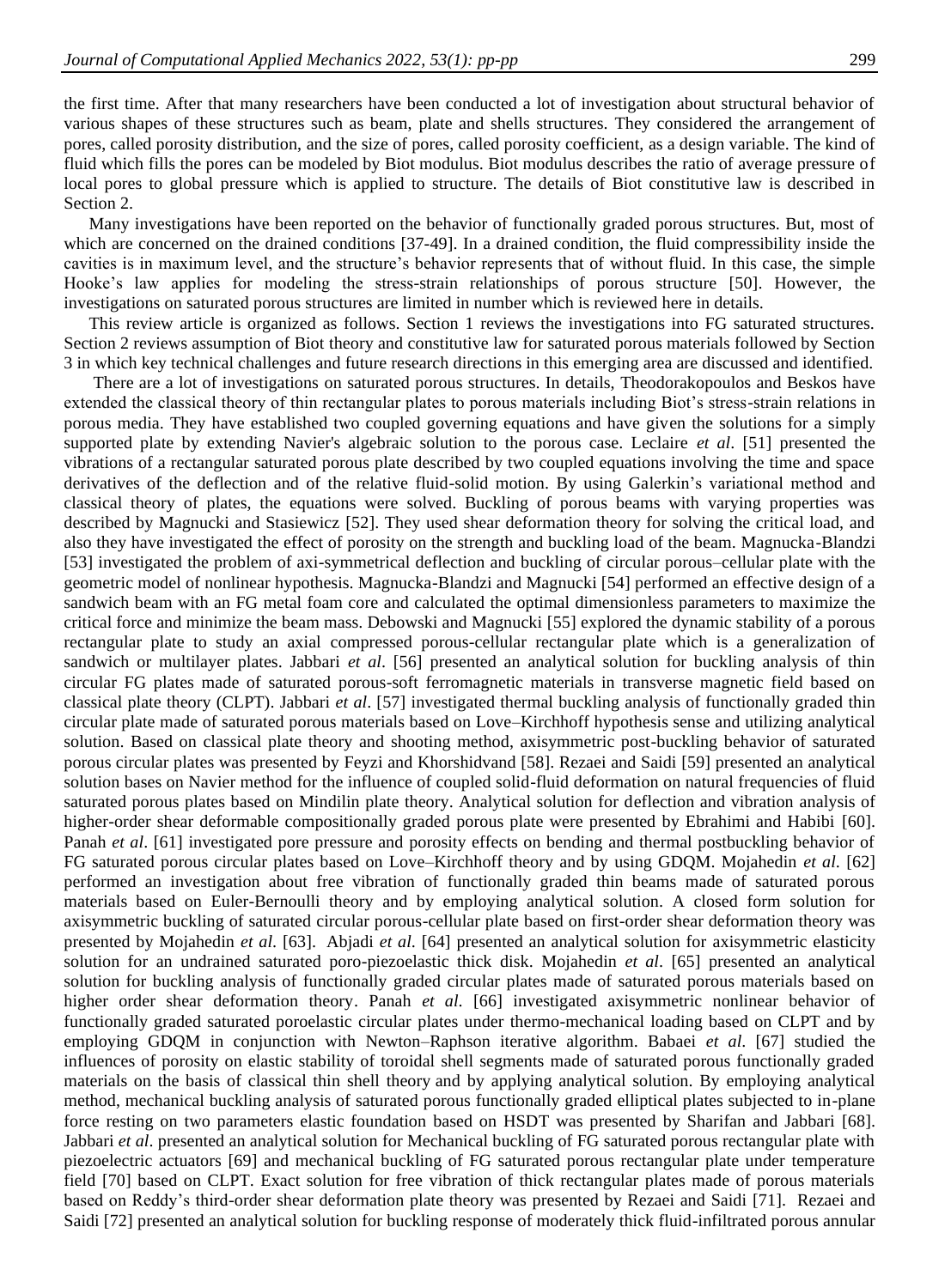the first time. After that many researchers have been conducted a lot of investigation about structural behavior of various shapes of these structures such as beam, plate and shells structures. They considered the arrangement of pores, called porosity distribution, and the size of pores, called porosity coefficient, as a design variable. The kind of fluid which fills the pores can be modeled by Biot modulus. Biot modulus describes the ratio of average pressure of local pores to global pressure which is applied to structure. The details of Biot constitutive law is described in Section 2.

Many investigations have been reported on the behavior of functionally graded porous structures. But, most of which are concerned on the drained conditions [37-49]. In a drained condition, the fluid compressibility inside the cavities is in maximum level, and the structure's behavior represents that of without fluid. In this case, the simple Hooke's law applies for modeling the stress-strain relationships of porous structure [50]. However, the investigations on saturated porous structures are limited in number which is reviewed here in details.

This review article is organized as follows. Section 1 reviews the investigations into FG saturated structures. Section 2 reviews assumption of Biot theory and constitutive law for saturated porous materials followed by Section 3 in which key technical challenges and future research directions in this emerging area are discussed and identified.

There are a lot of investigations on saturated porous structures. In details, Theodorakopoulos and Beskos have extended the classical theory of thin rectangular plates to porous materials including Biot's stress-strain relations in porous media. They have established two coupled governing equations and have given the solutions for a simply supported plate by extending Navier's algebraic solution to the porous case. Leclaire *et al*. [51] presented the vibrations of a rectangular saturated porous plate described by two coupled equations involving the time and space derivatives of the deflection and of the relative fluid-solid motion. By using Galerkin's variational method and classical theory of plates, the equations were solved. Buckling of porous beams with varying properties was described by Magnucki and Stasiewicz [52]. They used shear deformation theory for solving the critical load, and also they have investigated the effect of porosity on the strength and buckling load of the beam. Magnucka-Blandzi [53] investigated the problem of axi-symmetrical deflection and buckling of circular porous–cellular plate with the geometric model of nonlinear hypothesis. Magnucka-Blandzi and Magnucki [54] performed an effective design of a sandwich beam with an FG metal foam core and calculated the optimal dimensionless parameters to maximize the critical force and minimize the beam mass. Debowski and Magnucki [55] explored the dynamic stability of a porous rectangular plate to study an axial compressed porous-cellular rectangular plate which is a generalization of sandwich or multilayer plates. Jabbari *et al*. [56] presented an analytical solution for buckling analysis of thin circular FG plates made of saturated porous-soft ferromagnetic materials in transverse magnetic field based on classical plate theory (CLPT). Jabbari *et al*. [57] investigated thermal buckling analysis of functionally graded thin circular plate made of saturated porous materials based on Love–Kirchhoff hypothesis sense and utilizing analytical solution. Based on classical plate theory and shooting method, axisymmetric post-buckling behavior of saturated porous circular plates was presented by Feyzi and Khorshidvand [58]. Rezaei and Saidi [59] presented an analytical solution bases on Navier method for the influence of coupled solid-fluid deformation on natural frequencies of fluid saturated porous plates based on Mindilin plate theory. Analytical solution for deflection and vibration analysis of higher-order shear deformable compositionally graded porous plate were presented by Ebrahimi and Habibi [60]. Panah *et al*. [61] investigated pore pressure and porosity effects on bending and thermal postbuckling behavior of FG saturated porous circular plates based on Love–Kirchhoff theory and by using GDQM. Mojahedin *et al*. [62] performed an investigation about free vibration of functionally graded thin beams made of saturated porous materials based on Euler-Bernoulli theory and by employing analytical solution. A closed form solution for axisymmetric buckling of saturated circular porous-cellular plate based on first-order shear deformation theory was presented by Mojahedin *et al.* [63]. Abjadi *et al.* [64] presented an analytical solution for axisymmetric elasticity solution for an undrained saturated poro-piezoelastic thick disk. Mojahedin *et al*. [65] presented an analytical solution for buckling analysis of functionally graded circular plates made of saturated porous materials based on higher order shear deformation theory. Panah *et al.* [66] investigated axisymmetric nonlinear behavior of functionally graded saturated poroelastic circular plates under thermo-mechanical loading based on CLPT and by employing GDQM in conjunction with Newton–Raphson iterative algorithm. Babaei *et al*. [67] studied the influences of porosity on elastic stability of toroidal shell segments made of saturated porous functionally graded materials on the basis of classical thin shell theory and by applying analytical solution. By employing analytical method, mechanical buckling analysis of saturated porous functionally graded elliptical plates subjected to in-plane force resting on two parameters elastic foundation based on HSDT was presented by Sharifan and Jabbari [68]. Jabbari *et al*. presented an analytical solution for Mechanical buckling of FG saturated porous rectangular plate with piezoelectric actuators [69] and mechanical buckling of FG saturated porous rectangular plate under temperature field [70] based on CLPT. Exact solution for free vibration of thick rectangular plates made of porous materials based on Reddy's third-order shear deformation plate theory was presented by Rezaei and Saidi [71]. Rezaei and Saidi [72] presented an analytical solution for buckling response of moderately thick fluid-infiltrated porous annular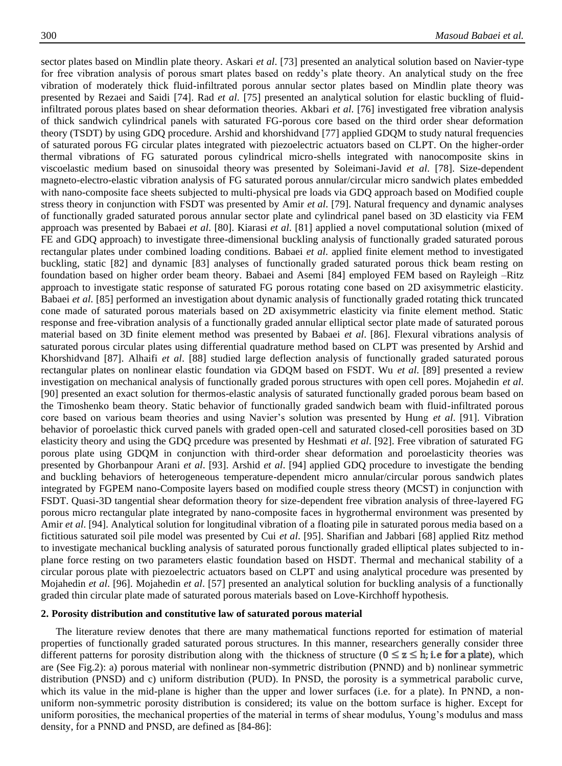sector plates based on Mindlin plate theory. Askari *et al*. [73] presented an analytical solution based on Navier-type for free vibration analysis of porous smart plates based on reddy's plate theory. An analytical study on the free vibration of moderately thick fluid-infiltrated porous annular sector plates based on Mindlin plate theory was presented by Rezaei and Saidi [74]. Rad *et al*. [75] presented an analytical solution for elastic buckling of fluid-infiltrated porous plates based on shear deformation theories. Akbari *et al*. [76] investigated free vibration analysis of thick sandwich cylindrical panels with saturated FG-porous core based on the third order shear deformation theory (TSDT) by using GDQ procedure. Arshid and khorshidvand [77] applied GDQM to study natural frequencies of saturated porous FG circular plates integrated with piezoelectric actuators based on CLPT. On the higher-order thermal vibrations of FG saturated porous cylindrical micro-shells integrated with nanocomposite skins in viscoelastic medium based on sinusoidal theory was presented by Soleimani-Javid *et al*. [78]. Size-dependent magneto-electro-elastic vibration analysis of FG saturated porous annular/circular micro sandwich plates embedded with nano-composite face sheets subjected to multi-physical pre loads via GDQ approach based on Modified couple stress theory in conjunction with FSDT was presented by Amir *et al*. [79]. Natural frequency and dynamic analyses of functionally graded saturated porous annular sector plate and cylindrical panel based on 3D elasticity via FEM approach was presented by Babaei *et al*. [80]. Kiarasi *et al*. [81] applied a novel computational solution (mixed of FE and GDQ approach) to investigate three-dimensional buckling analysis of functionally graded saturated porous rectangular plates under combined loading conditions. Babaei *et al*. applied finite element method to investigated buckling, static [82] and dynamic [83] analyses of functionally graded saturated porous thick beam resting on foundation based on higher order beam theory. Babaei and Asemi [84] employed FEM based on Rayleigh –Ritz approach to investigate static response of saturated FG porous rotating cone based on 2D axisymmetric elasticity. Babaei *et al*. [85] performed an investigation about dynamic analysis of functionally graded rotating thick truncated cone made of saturated porous materials based on 2D axisymmetric elasticity via finite element method. Static response and free-vibration analysis of a functionally graded annular elliptical sector plate made of saturated porous material based on 3D finite element method was presented by Babaei *et al*. [86]. Flexural vibrations analysis of saturated porous circular plates using differential quadrature method based on CLPT was presented by Arshid and Khorshidvand [87]. Alhaifi *et al*. [88] studied large deflection analysis of functionally graded saturated porous rectangular plates on nonlinear elastic foundation via GDQM based on FSDT. Wu *et al*. [89] presented a review investigation on mechanical analysis of functionally graded porous structures with open cell pores. Mojahedin *et al*. [90] presented an exact solution for thermos-elastic analysis of saturated functionally graded porous beam based on the Timoshenko beam theory. Static behavior of functionally graded sandwich beam with fluid-infiltrated porous core based on various beam theories and using Navier's solution was presented by Hung *et al*. [91]. Vibration behavior of poroelastic thick curved panels with graded open-cell and saturated closed-cell porosities based on 3D elasticity theory and using the GDQ prcedure was presented by Heshmati *et al*. [92]. Free vibration of saturated FG porous plate using GDQM in conjunction with third-order shear deformation and poroelasticity theories was presented by Ghorbanpour Arani *et al*. [93]. Arshid *et al*. [94] applied GDQ procedure to investigate the bending and buckling behaviors of heterogeneous temperature-dependent micro annular/circular porous sandwich plates integrated by FGPEM nano-Composite layers based on modified couple stress theory (MCST) in conjunction with FSDT. Quasi-3D tangential shear deformation theory for size-dependent free vibration analysis of three-layered FG porous micro rectangular plate integrated by nano-composite faces in hygrothermal environment was presented by Amir *et al*. [94]. Analytical solution for longitudinal vibration of a floating pile in saturated porous media based on a fictitious saturated soil pile model was presented by Cui *et al*. [95]. Sharifian and Jabbari [68] applied Ritz method to investigate mechanical buckling analysis of saturated porous functionally graded elliptical plates subjected to in-plane force resting on two parameters elastic foundation based on HSDT. Thermal and mechanical stability of a circular porous plate with piezoelectric actuators based on CLPT and using analytical procedure was presented by Mojahedin *et al*. [96]. Mojahedin *et al*. [57] presented an analytical solution for buckling analysis of a functionally graded thin circular plate made of saturated porous materials based on Love-Kirchhoff hypothesis.

## 2. Porosity distribution and constitutive law of saturated porous material

The literature review denotes that there are many mathematical functions reported for estimation of material properties of functionally graded saturated porous structures. In this manner, researchers generally consider three different patterns for porosity distribution along with the thickness of structure ($0 \leq z \leq h$; i.e for a plate), which are (See Fig.2): a) porous material with nonlinear non-symmetric distribution (PNND) and b) nonlinear symmetric distribution (PNSD) and c) uniform distribution (PUD). In PNSD, the porosity is a symmetrical parabolic curve, which its value in the mid-plane is higher than the upper and lower surfaces (i.e. for a plate). In PNND, a non-uniform non-symmetric porosity distribution is considered; its value on the bottom surface is higher. Except for uniform porosities, the mechanical properties of the material in terms of shear modulus, Young's modulus and mass density, for a PNND and PNSD, are defined as [84-86]: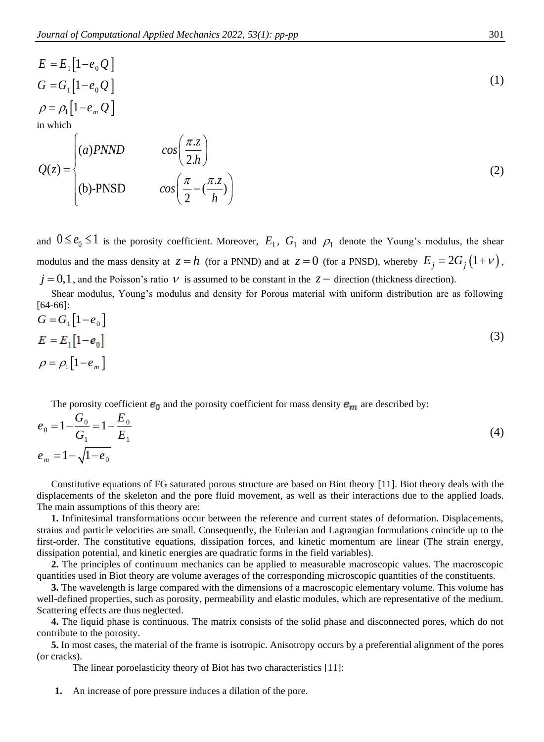$$E = E_1\left[1 - e_0 Q\right]$$
$$G = G_1\left[1 - e_0 Q\right] \tag{1}$$
$$\rho = \rho_1\left[1 - e_m Q\right]$$

in which

$$Q(z) = \begin{cases} (a)PNND & \cos\left(\dfrac{\pi.z}{2.h}\right) \\ \text{(b)-PNSD} & \cos\left(\dfrac{\pi}{2} - (\dfrac{\pi.z}{h})\right) \end{cases} \tag{2}$$

and $0 \le e_0 \le 1$ is the porosity coefficient. Moreover, $E_1$, $G_1$ and $\rho_1$ denote the Young's modulus, the shear modulus and the mass density at $z = h$ (for a PNND) and at $z = 0$ (for a PNSD), whereby $E_j = 2G_j\left(1 + \nu\right)$, $j = 0,1$, and the Poisson's ratio $\nu$ is assumed to be constant in the $z-$ direction (thickness direction).

Shear modulus, Young's modulus and density for Porous material with uniform distribution are as following [64-66]:

$$G = G_1\left[1 - e_0\right]$$
$$E = E_1\left[1 - e_0\right] \tag{3}$$
$$\rho = \rho_1\left[1 - e_m\right]$$

The porosity coefficient $e_0$ and the porosity coefficient for mass density $e_m$ are described by:

$$e_0 = 1 - \frac{G_0}{G_1} = 1 - \frac{E_0}{E_1} \tag{4}$$
$$e_m = 1 - \sqrt{1 - e_0}$$

Constitutive equations of FG saturated porous structure are based on Biot theory [11]. Biot theory deals with the displacements of the skeleton and the pore fluid movement, as well as their interactions due to the applied loads. The main assumptions of this theory are:

**1.** Infinitesimal transformations occur between the reference and current states of deformation. Displacements, strains and particle velocities are small. Consequently, the Eulerian and Lagrangian formulations coincide up to the first-order. The constitutive equations, dissipation forces, and kinetic momentum are linear (The strain energy, dissipation potential, and kinetic energies are quadratic forms in the field variables).

**2.** The principles of continuum mechanics can be applied to measurable macroscopic values. The macroscopic quantities used in Biot theory are volume averages of the corresponding microscopic quantities of the constituents.

**3.** The wavelength is large compared with the dimensions of a macroscopic elementary volume. This volume has well-defined properties, such as porosity, permeability and elastic modules, which are representative of the medium. Scattering effects are thus neglected.

**4.** The liquid phase is continuous. The matrix consists of the solid phase and disconnected pores, which do not contribute to the porosity.

**5.** In most cases, the material of the frame is isotropic. Anisotropy occurs by a preferential alignment of the pores (or cracks).

The linear poroelasticity theory of Biot has two characteristics [11]:

1. An increase of pore pressure induces a dilation of the pore.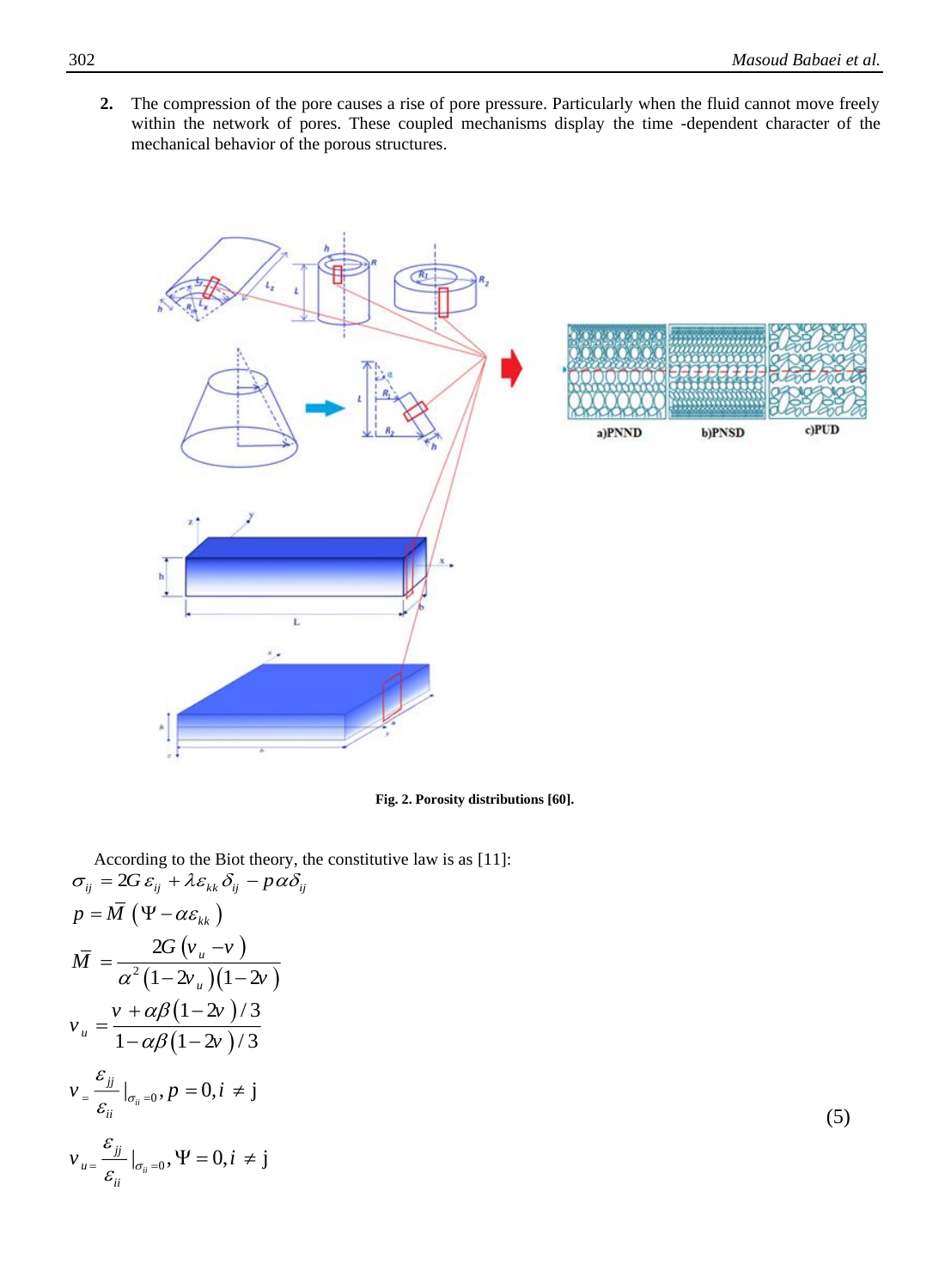2. The compression of the pore causes a rise of pore pressure. Particularly when the fluid cannot move freely within the network of pores. These coupled mechanisms display the time -dependent character of the mechanical behavior of the porous structures.

**Fig. 2. Porosity distributions [60].**

According to the Biot theory, the constitutive law is as [11]:

$$
\begin{aligned}
&\sigma_{ij} = 2G\,\varepsilon_{ij} + \lambda\varepsilon_{kk}\,\delta_{ij} - p\alpha\delta_{ij} \\
&p = \bar{M}\left(\Psi - \alpha\varepsilon_{kk}\right) \\
&\bar{M} = \frac{2G\left(v_u - v\right)}{\alpha^2\left(1-2v_u\right)\left(1-2v\right)} \\
&v_u = \frac{v + \alpha\beta\left(1-2v\right)/3}{1-\alpha\beta\left(1-2v\right)/3} \\
&v = \frac{\varepsilon_{jj}}{\varepsilon_{ii}}\Big|_{\sigma_{ii}=0}, p = 0, i \neq \mathrm{j} \\
&v_u = \frac{\varepsilon_{jj}}{\varepsilon_{ii}}\Big|_{\sigma_{ii}=0}, \Psi = 0, i \neq \mathrm{j}
\end{aligned}
\tag{5}
$$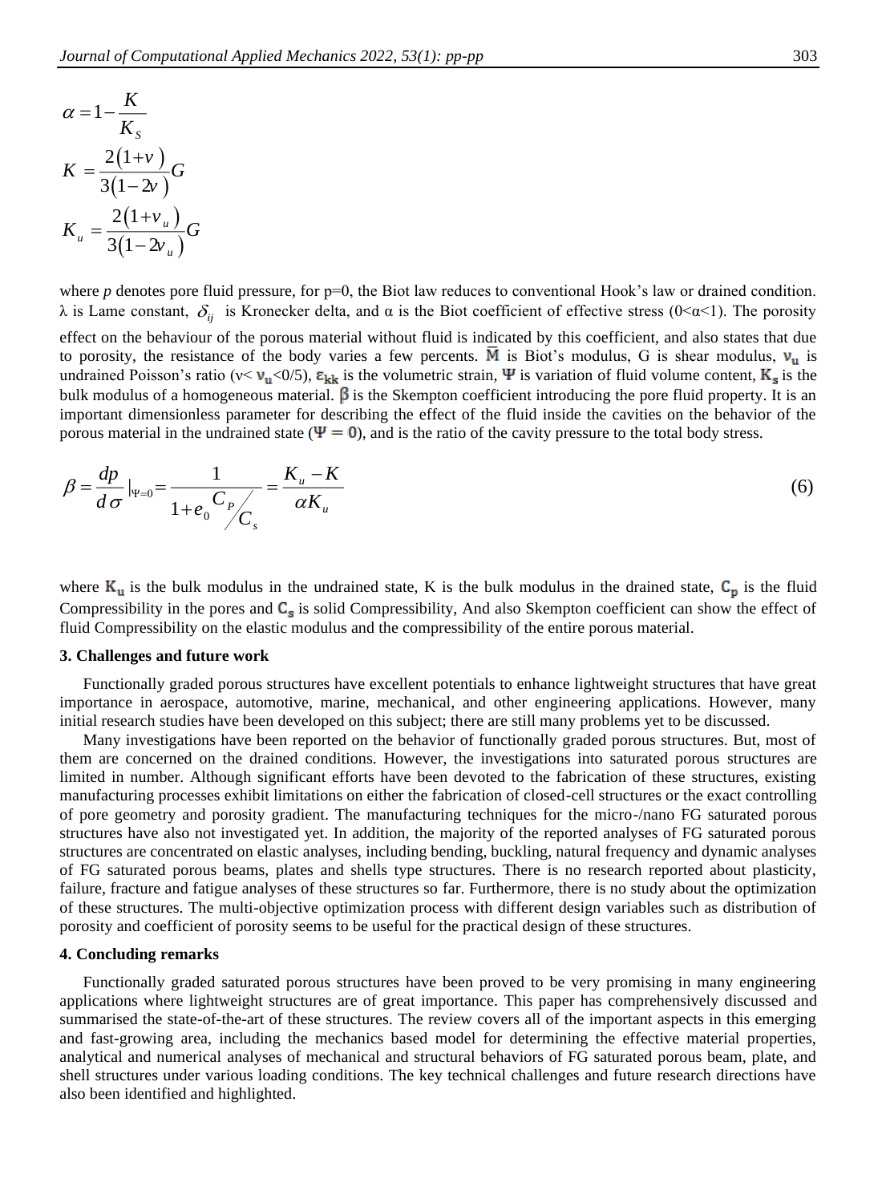$$\alpha = 1 - \frac{K}{K_S}$$

$$K = \frac{2(1+v)}{3(1-2v)}G$$

$$K_u = \frac{2(1+v_u)}{3(1-2v_u)}G$$

where *p* denotes pore fluid pressure, for p=0, the Biot law reduces to conventional Hook's law or drained condition. λ is Lame constant, $\delta_{ij}$ is Kronecker delta, and α is the Biot coefficient of effective stress (0<α<1). The porosity effect on the behaviour of the porous material without fluid is indicated by this coefficient, and also states that due to porosity, the resistance of the body varies a few percents. $\bar{M}$ is Biot's modulus, G is shear modulus, $v_u$ is undrained Poisson's ratio ($v < v_u < 0/5$), $\varepsilon_{kk}$ is the volumetric strain, $\Psi$ is variation of fluid volume content, $K_s$ is the bulk modulus of a homogeneous material. $\beta$ is the Skempton coefficient introducing the pore fluid property. It is an important dimensionless parameter for describing the effect of the fluid inside the cavities on the behavior of the porous material in the undrained state ($\Psi = 0$), and is the ratio of the cavity pressure to the total body stress.

$$\beta = \frac{dp}{d\sigma}\bigg|_{\Psi=0} = \frac{1}{1+e_0 \, C_P / C_s} = \frac{K_u - K}{\alpha K_u} \tag{6}$$

where $K_u$ is the bulk modulus in the undrained state, K is the bulk modulus in the drained state, $C_p$ is the fluid Compressibility in the pores and $C_s$ is solid Compressibility, And also Skempton coefficient can show the effect of fluid Compressibility on the elastic modulus and the compressibility of the entire porous material.

## 3. Challenges and future work

Functionally graded porous structures have excellent potentials to enhance lightweight structures that have great importance in aerospace, automotive, marine, mechanical, and other engineering applications. However, many initial research studies have been developed on this subject; there are still many problems yet to be discussed.

Many investigations have been reported on the behavior of functionally graded porous structures. But, most of them are concerned on the drained conditions. However, the investigations into saturated porous structures are limited in number. Although significant efforts have been devoted to the fabrication of these structures, existing manufacturing processes exhibit limitations on either the fabrication of closed-cell structures or the exact controlling of pore geometry and porosity gradient. The manufacturing techniques for the micro-/nano FG saturated porous structures have also not investigated yet. In addition, the majority of the reported analyses of FG saturated porous structures are concentrated on elastic analyses, including bending, buckling, natural frequency and dynamic analyses of FG saturated porous beams, plates and shells type structures. There is no research reported about plasticity, failure, fracture and fatigue analyses of these structures so far. Furthermore, there is no study about the optimization of these structures. The multi-objective optimization process with different design variables such as distribution of porosity and coefficient of porosity seems to be useful for the practical design of these structures.

## 4. Concluding remarks

Functionally graded saturated porous structures have been proved to be very promising in many engineering applications where lightweight structures are of great importance. This paper has comprehensively discussed and summarised the state-of-the-art of these structures. The review covers all of the important aspects in this emerging and fast-growing area, including the mechanics based model for determining the effective material properties, analytical and numerical analyses of mechanical and structural behaviors of FG saturated porous beam, plate, and shell structures under various loading conditions. The key technical challenges and future research directions have also been identified and highlighted.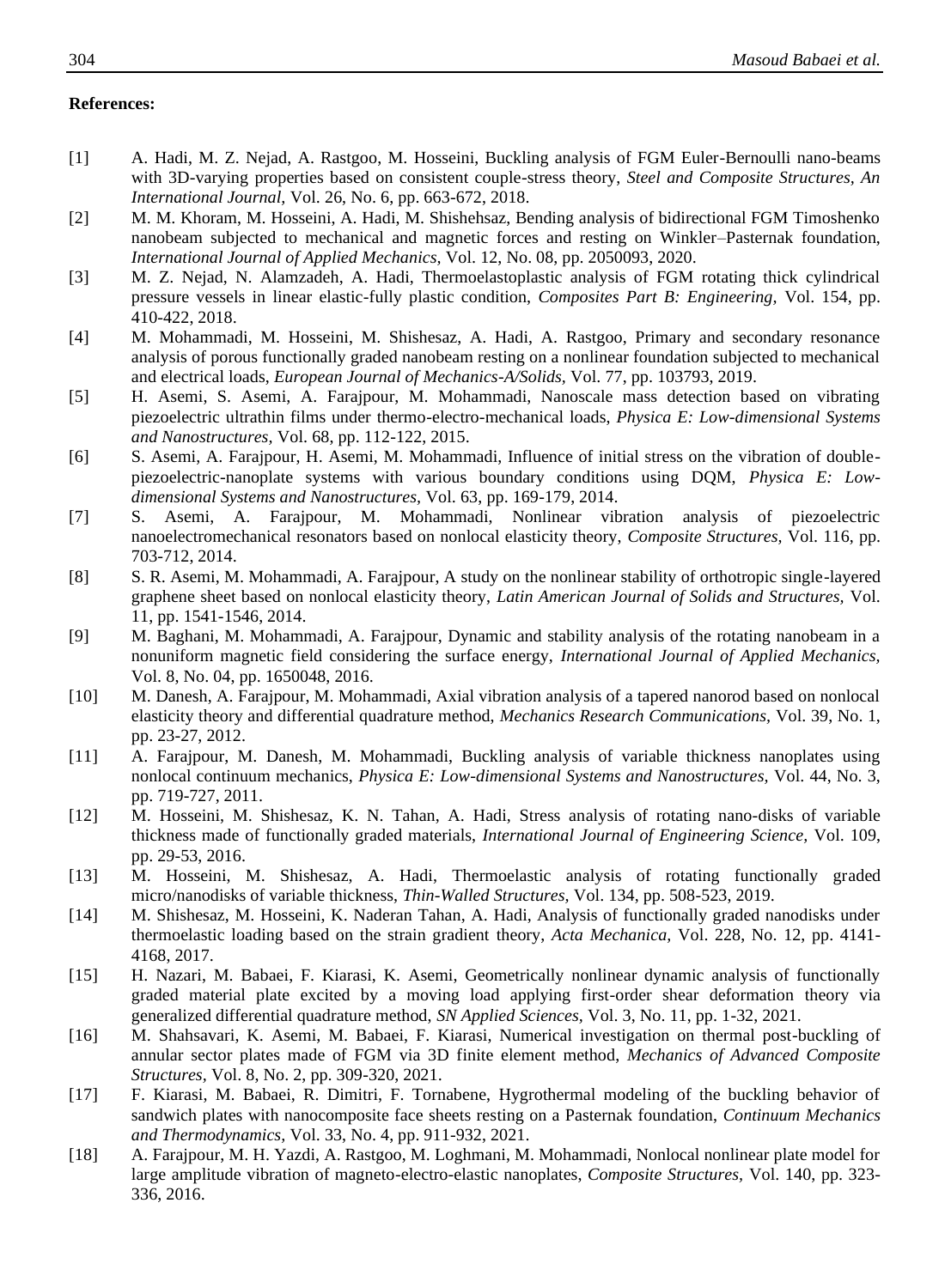**References:**

[1] A. Hadi, M. Z. Nejad, A. Rastgoo, M. Hosseini, Buckling analysis of FGM Euler-Bernoulli nano-beams with 3D-varying properties based on consistent couple-stress theory, *Steel and Composite Structures, An International Journal,* Vol. 26, No. 6, pp. 663-672, 2018.

[2] M. M. Khoram, M. Hosseini, A. Hadi, M. Shishehsaz, Bending analysis of bidirectional FGM Timoshenko nanobeam subjected to mechanical and magnetic forces and resting on Winkler–Pasternak foundation, *International Journal of Applied Mechanics,* Vol. 12, No. 08, pp. 2050093, 2020.

[3] M. Z. Nejad, N. Alamzadeh, A. Hadi, Thermoelastoplastic analysis of FGM rotating thick cylindrical pressure vessels in linear elastic-fully plastic condition, *Composites Part B: Engineering,* Vol. 154, pp. 410-422, 2018.

[4] M. Mohammadi, M. Hosseini, M. Shishesaz, A. Hadi, A. Rastgoo, Primary and secondary resonance analysis of porous functionally graded nanobeam resting on a nonlinear foundation subjected to mechanical and electrical loads, *European Journal of Mechanics-A/Solids*, Vol. 77, pp. 103793, 2019.

[5] H. Asemi, S. Asemi, A. Farajpour, M. Mohammadi, Nanoscale mass detection based on vibrating piezoelectric ultrathin films under thermo-electro-mechanical loads, *Physica E: Low-dimensional Systems and Nanostructures,* Vol. 68, pp. 112-122, 2015.

[6] S. Asemi, A. Farajpour, H. Asemi, M. Mohammadi, Influence of initial stress on the vibration of double-piezoelectric-nanoplate systems with various boundary conditions using DQM, *Physica E: Low-dimensional Systems and Nanostructures,* Vol. 63, pp. 169-179, 2014.

[7] S. Asemi, A. Farajpour, M. Mohammadi, Nonlinear vibration analysis of piezoelectric nanoelectromechanical resonators based on nonlocal elasticity theory, *Composite Structures,* Vol. 116, pp. 703-712, 2014.

[8] S. R. Asemi, M. Mohammadi, A. Farajpour, A study on the nonlinear stability of orthotropic single-layered graphene sheet based on nonlocal elasticity theory, *Latin American Journal of Solids and Structures,* Vol. 11, pp. 1541-1546, 2014.

[9] M. Baghani, M. Mohammadi, A. Farajpour, Dynamic and stability analysis of the rotating nanobeam in a nonuniform magnetic field considering the surface energy, *International Journal of Applied Mechanics*, Vol. 8, No. 04, pp. 1650048, 2016.

[10] M. Danesh, A. Farajpour, M. Mohammadi, Axial vibration analysis of a tapered nanorod based on nonlocal elasticity theory and differential quadrature method, *Mechanics Research Communications*, Vol. 39, No. 1, pp. 23-27, 2012.

[11] A. Farajpour, M. Danesh, M. Mohammadi, Buckling analysis of variable thickness nanoplates using nonlocal continuum mechanics, *Physica E: Low-dimensional Systems and Nanostructures,* Vol. 44, No. 3, pp. 719-727, 2011.

[12] M. Hosseini, M. Shishesaz, K. N. Tahan, A. Hadi, Stress analysis of rotating nano-disks of variable thickness made of functionally graded materials, *International Journal of Engineering Science,* Vol. 109, pp. 29-53, 2016.

[13] M. Hosseini, M. Shishesaz, A. Hadi, Thermoelastic analysis of rotating functionally graded micro/nanodisks of variable thickness, *Thin-Walled Structures,* Vol. 134, pp. 508-523, 2019.

[14] M. Shishesaz, M. Hosseini, K. Naderan Tahan, A. Hadi, Analysis of functionally graded nanodisks under thermoelastic loading based on the strain gradient theory, *Acta Mechanica*, Vol. 228, No. 12, pp. 4141-4168, 2017.

[15] H. Nazari, M. Babaei, F. Kiarasi, K. Asemi, Geometrically nonlinear dynamic analysis of functionally graded material plate excited by a moving load applying first-order shear deformation theory via generalized differential quadrature method, *SN Applied Sciences*, Vol. 3, No. 11, pp. 1-32, 2021.

[16] M. Shahsavari, K. Asemi, M. Babaei, F. Kiarasi, Numerical investigation on thermal post-buckling of annular sector plates made of FGM via 3D finite element method, *Mechanics of Advanced Composite Structures,* Vol. 8, No. 2, pp. 309-320, 2021.

[17] F. Kiarasi, M. Babaei, R. Dimitri, F. Tornabene, Hygrothermal modeling of the buckling behavior of sandwich plates with nanocomposite face sheets resting on a Pasternak foundation, *Continuum Mechanics and Thermodynamics,* Vol. 33, No. 4, pp. 911-932, 2021.

[18] A. Farajpour, M. H. Yazdi, A. Rastgoo, M. Loghmani, M. Mohammadi, Nonlocal nonlinear plate model for large amplitude vibration of magneto-electro-elastic nanoplates, *Composite Structures*, Vol. 140, pp. 323-336, 2016.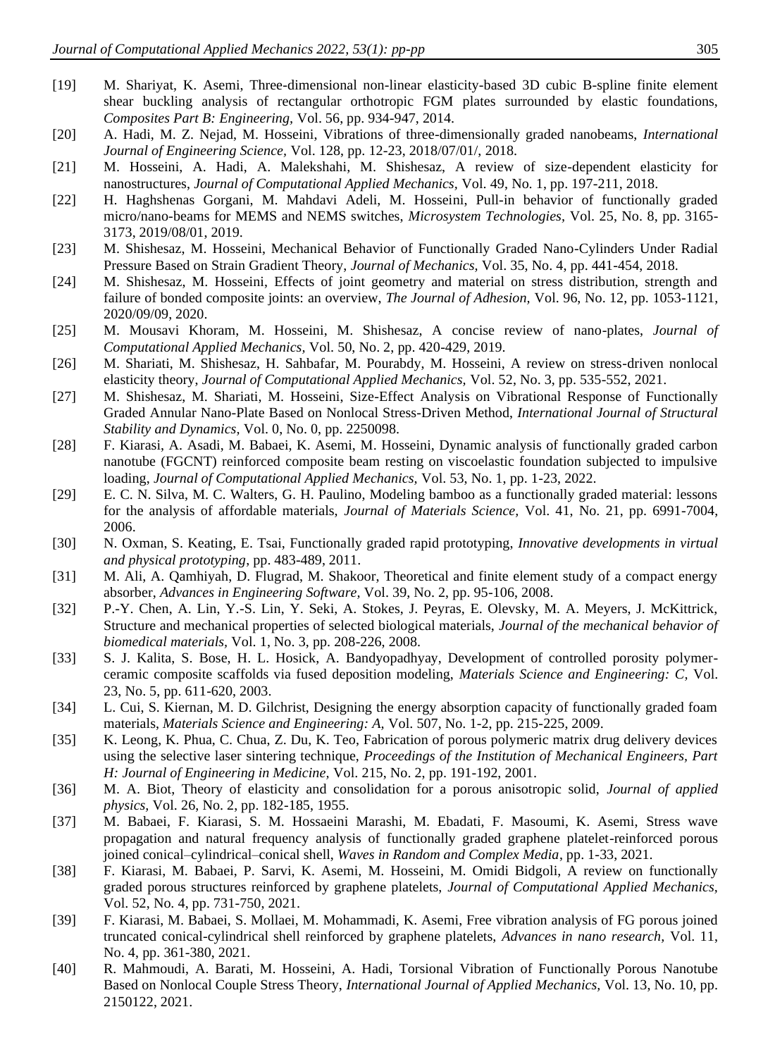[19] M. Shariyat, K. Asemi, Three-dimensional non-linear elasticity-based 3D cubic B-spline finite element shear buckling analysis of rectangular orthotropic FGM plates surrounded by elastic foundations, *Composites Part B: Engineering,* Vol. 56, pp. 934-947, 2014.

[20] A. Hadi, M. Z. Nejad, M. Hosseini, Vibrations of three-dimensionally graded nanobeams, *International Journal of Engineering Science,* Vol. 128, pp. 12-23, 2018/07/01/, 2018.

[21] M. Hosseini, A. Hadi, A. Malekshahi, M. Shishesaz, A review of size-dependent elasticity for nanostructures, *Journal of Computational Applied Mechanics,* Vol. 49, No. 1, pp. 197-211, 2018.

[22] H. Haghshenas Gorgani, M. Mahdavi Adeli, M. Hosseini, Pull-in behavior of functionally graded micro/nano-beams for MEMS and NEMS switches, *Microsystem Technologies,* Vol. 25, No. 8, pp. 3165-3173, 2019/08/01, 2019.

[23] M. Shishesaz, M. Hosseini, Mechanical Behavior of Functionally Graded Nano-Cylinders Under Radial Pressure Based on Strain Gradient Theory, *Journal of Mechanics,* Vol. 35, No. 4, pp. 441-454, 2018.

[24] M. Shishesaz, M. Hosseini, Effects of joint geometry and material on stress distribution, strength and failure of bonded composite joints: an overview, *The Journal of Adhesion,* Vol. 96, No. 12, pp. 1053-1121, 2020/09/09, 2020.

[25] M. Mousavi Khoram, M. Hosseini, M. Shishesaz, A concise review of nano-plates, *Journal of Computational Applied Mechanics,* Vol. 50, No. 2, pp. 420-429, 2019.

[26] M. Shariati, M. Shishesaz, H. Sahbafar, M. Pourabdy, M. Hosseini, A review on stress-driven nonlocal elasticity theory, *Journal of Computational Applied Mechanics,* Vol. 52, No. 3, pp. 535-552, 2021.

[27] M. Shishesaz, M. Shariati, M. Hosseini, Size-Effect Analysis on Vibrational Response of Functionally Graded Annular Nano-Plate Based on Nonlocal Stress-Driven Method, *International Journal of Structural Stability and Dynamics,* Vol. 0, No. 0, pp. 2250098.

[28] F. Kiarasi, A. Asadi, M. Babaei, K. Asemi, M. Hosseini, Dynamic analysis of functionally graded carbon nanotube (FGCNT) reinforced composite beam resting on viscoelastic foundation subjected to impulsive loading, *Journal of Computational Applied Mechanics,* Vol. 53, No. 1, pp. 1-23, 2022.

[29] E. C. N. Silva, M. C. Walters, G. H. Paulino, Modeling bamboo as a functionally graded material: lessons for the analysis of affordable materials, *Journal of Materials Science,* Vol. 41, No. 21, pp. 6991-7004, 2006.

[30] N. Oxman, S. Keating, E. Tsai, Functionally graded rapid prototyping, *Innovative developments in virtual and physical prototyping,* pp. 483-489, 2011.

[31] M. Ali, A. Qamhiyah, D. Flugrad, M. Shakoor, Theoretical and finite element study of a compact energy absorber, *Advances in Engineering Software,* Vol. 39, No. 2, pp. 95-106, 2008.

[32] P.-Y. Chen, A. Lin, Y.-S. Lin, Y. Seki, A. Stokes, J. Peyras, E. Olevsky, M. A. Meyers, J. McKittrick, Structure and mechanical properties of selected biological materials, *Journal of the mechanical behavior of biomedical materials,* Vol. 1, No. 3, pp. 208-226, 2008.

[33] S. J. Kalita, S. Bose, H. L. Hosick, A. Bandyopadhyay, Development of controlled porosity polymer-ceramic composite scaffolds via fused deposition modeling, *Materials Science and Engineering: C,* Vol. 23, No. 5, pp. 611-620, 2003.

[34] L. Cui, S. Kiernan, M. D. Gilchrist, Designing the energy absorption capacity of functionally graded foam materials, *Materials Science and Engineering: A,* Vol. 507, No. 1-2, pp. 215-225, 2009.

[35] K. Leong, K. Phua, C. Chua, Z. Du, K. Teo, Fabrication of porous polymeric matrix drug delivery devices using the selective laser sintering technique, *Proceedings of the Institution of Mechanical Engineers, Part H: Journal of Engineering in Medicine,* Vol. 215, No. 2, pp. 191-192, 2001.

[36] M. A. Biot, Theory of elasticity and consolidation for a porous anisotropic solid, *Journal of applied physics,* Vol. 26, No. 2, pp. 182-185, 1955.

[37] M. Babaei, F. Kiarasi, S. M. Hossaeini Marashi, M. Ebadati, F. Masoumi, K. Asemi, Stress wave propagation and natural frequency analysis of functionally graded graphene platelet-reinforced porous joined conical–cylindrical–conical shell, *Waves in Random and Complex Media,* pp. 1-33, 2021.

[38] F. Kiarasi, M. Babaei, P. Sarvi, K. Asemi, M. Hosseini, M. Omidi Bidgoli, A review on functionally graded porous structures reinforced by graphene platelets, *Journal of Computational Applied Mechanics,* Vol. 52, No. 4, pp. 731-750, 2021.

[39] F. Kiarasi, M. Babaei, S. Mollaei, M. Mohammadi, K. Asemi, Free vibration analysis of FG porous joined truncated conical-cylindrical shell reinforced by graphene platelets, *Advances in nano research,* Vol. 11, No. 4, pp. 361-380, 2021.

[40] R. Mahmoudi, A. Barati, M. Hosseini, A. Hadi, Torsional Vibration of Functionally Porous Nanotube Based on Nonlocal Couple Stress Theory, *International Journal of Applied Mechanics,* Vol. 13, No. 10, pp. 2150122, 2021.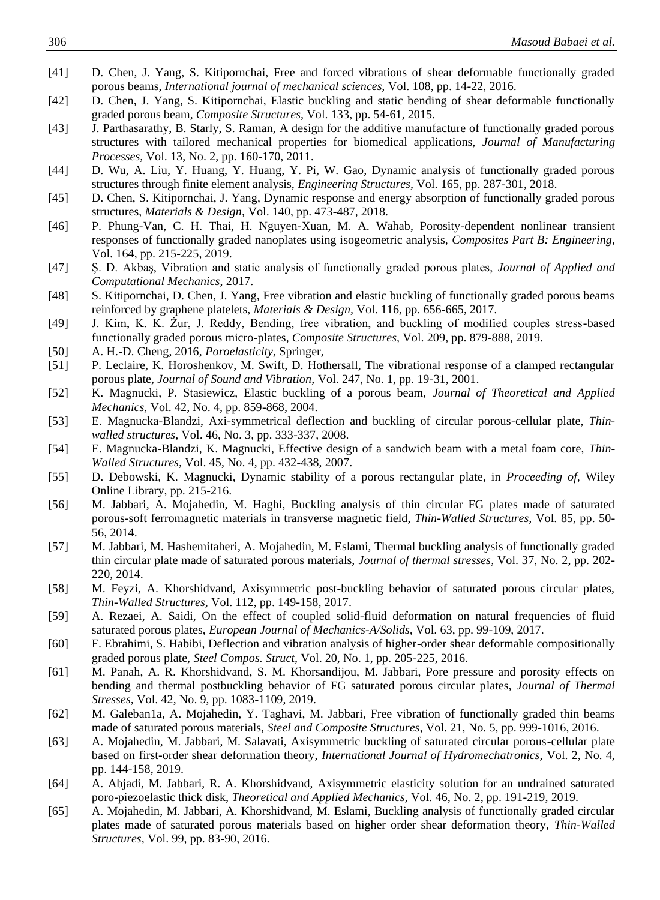[41] D. Chen, J. Yang, S. Kitipornchai, Free and forced vibrations of shear deformable functionally graded porous beams, *International journal of mechanical sciences,* Vol. 108, pp. 14-22, 2016.

[42] D. Chen, J. Yang, S. Kitipornchai, Elastic buckling and static bending of shear deformable functionally graded porous beam, *Composite Structures,* Vol. 133, pp. 54-61, 2015.

[43] J. Parthasarathy, B. Starly, S. Raman, A design for the additive manufacture of functionally graded porous structures with tailored mechanical properties for biomedical applications, *Journal of Manufacturing Processes,* Vol. 13, No. 2, pp. 160-170, 2011.

[44] D. Wu, A. Liu, Y. Huang, Y. Huang, Y. Pi, W. Gao, Dynamic analysis of functionally graded porous structures through finite element analysis, *Engineering Structures,* Vol. 165, pp. 287-301, 2018.

[45] D. Chen, S. Kitipornchai, J. Yang, Dynamic response and energy absorption of functionally graded porous structures, *Materials & Design,* Vol. 140, pp. 473-487, 2018.

[46] P. Phung-Van, C. H. Thai, H. Nguyen-Xuan, M. A. Wahab, Porosity-dependent nonlinear transient responses of functionally graded nanoplates using isogeometric analysis, *Composites Part B: Engineering,* Vol. 164, pp. 215-225, 2019.

[47] Ş. D. Akbaş, Vibration and static analysis of functionally graded porous plates, *Journal of Applied and Computational Mechanics,* 2017.

[48] S. Kitipornchai, D. Chen, J. Yang, Free vibration and elastic buckling of functionally graded porous beams reinforced by graphene platelets, *Materials & Design,* Vol. 116, pp. 656-665, 2017.

[49] J. Kim, K. K. Żur, J. Reddy, Bending, free vibration, and buckling of modified couples stress-based functionally graded porous micro-plates, *Composite Structures,* Vol. 209, pp. 879-888, 2019.

[50] A. H.-D. Cheng, 2016, *Poroelasticity,* Springer,

[51] P. Leclaire, K. Horoshenkov, M. Swift, D. Hothersall, The vibrational response of a clamped rectangular porous plate, *Journal of Sound and Vibration,* Vol. 247, No. 1, pp. 19-31, 2001.

[52] K. Magnucki, P. Stasiewicz, Elastic buckling of a porous beam, *Journal of Theoretical and Applied Mechanics,* Vol. 42, No. 4, pp. 859-868, 2004.

[53] E. Magnucka-Blandzi, Axi-symmetrical deflection and buckling of circular porous-cellular plate, *Thin-walled structures,* Vol. 46, No. 3, pp. 333-337, 2008.

[54] E. Magnucka-Blandzi, K. Magnucki, Effective design of a sandwich beam with a metal foam core, *Thin-Walled Structures,* Vol. 45, No. 4, pp. 432-438, 2007.

[55] D. Debowski, K. Magnucki, Dynamic stability of a porous rectangular plate, in *Proceeding of,* Wiley Online Library, pp. 215-216.

[56] M. Jabbari, A. Mojahedin, M. Haghi, Buckling analysis of thin circular FG plates made of saturated porous-soft ferromagnetic materials in transverse magnetic field, *Thin-Walled Structures,* Vol. 85, pp. 50-56, 2014.

[57] M. Jabbari, M. Hashemitaheri, A. Mojahedin, M. Eslami, Thermal buckling analysis of functionally graded thin circular plate made of saturated porous materials, *Journal of thermal stresses,* Vol. 37, No. 2, pp. 202-220, 2014.

[58] M. Feyzi, A. Khorshidvand, Axisymmetric post-buckling behavior of saturated porous circular plates, *Thin-Walled Structures,* Vol. 112, pp. 149-158, 2017.

[59] A. Rezaei, A. Saidi, On the effect of coupled solid-fluid deformation on natural frequencies of fluid saturated porous plates, *European Journal of Mechanics-A/Solids,* Vol. 63, pp. 99-109, 2017.

[60] F. Ebrahimi, S. Habibi, Deflection and vibration analysis of higher-order shear deformable compositionally graded porous plate, *Steel Compos. Struct,* Vol. 20, No. 1, pp. 205-225, 2016.

[61] M. Panah, A. R. Khorshidvand, S. M. Khorsandijou, M. Jabbari, Pore pressure and porosity effects on bending and thermal postbuckling behavior of FG saturated porous circular plates, *Journal of Thermal Stresses,* Vol. 42, No. 9, pp. 1083-1109, 2019.

[62] M. Galeban1a, A. Mojahedin, Y. Taghavi, M. Jabbari, Free vibration of functionally graded thin beams made of saturated porous materials, *Steel and Composite Structures,* Vol. 21, No. 5, pp. 999-1016, 2016.

[63] A. Mojahedin, M. Jabbari, M. Salavati, Axisymmetric buckling of saturated circular porous-cellular plate based on first-order shear deformation theory, *International Journal of Hydromechatronics,* Vol. 2, No. 4, pp. 144-158, 2019.

[64] A. Abjadi, M. Jabbari, R. A. Khorshidvand, Axisymmetric elasticity solution for an undrained saturated poro-piezoelastic thick disk, *Theoretical and Applied Mechanics,* Vol. 46, No. 2, pp. 191-219, 2019.

[65] A. Mojahedin, M. Jabbari, A. Khorshidvand, M. Eslami, Buckling analysis of functionally graded circular plates made of saturated porous materials based on higher order shear deformation theory, *Thin-Walled Structures,* Vol. 99, pp. 83-90, 2016.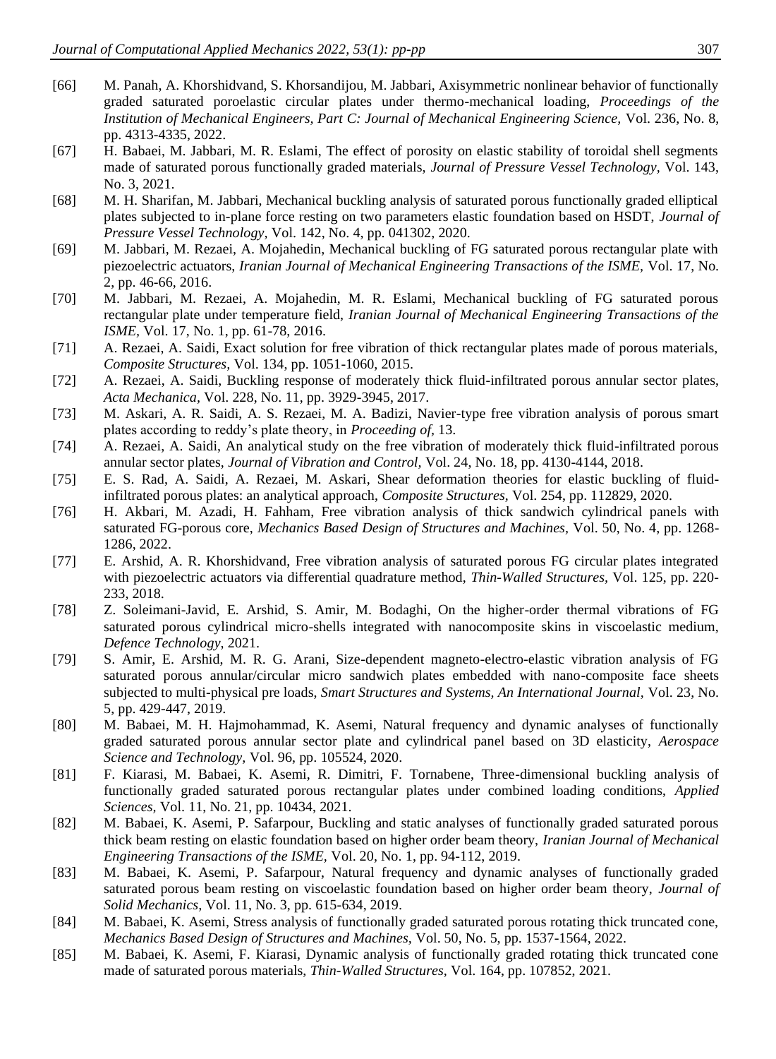[66] M. Panah, A. Khorshidvand, S. Khorsandijou, M. Jabbari, Axisymmetric nonlinear behavior of functionally graded saturated poroelastic circular plates under thermo-mechanical loading, *Proceedings of the Institution of Mechanical Engineers, Part C: Journal of Mechanical Engineering Science,* Vol. 236, No. 8, pp. 4313-4335, 2022.

[67] H. Babaei, M. Jabbari, M. R. Eslami, The effect of porosity on elastic stability of toroidal shell segments made of saturated porous functionally graded materials, *Journal of Pressure Vessel Technology,* Vol. 143, No. 3, 2021.

[68] M. H. Sharifan, M. Jabbari, Mechanical buckling analysis of saturated porous functionally graded elliptical plates subjected to in-plane force resting on two parameters elastic foundation based on HSDT, *Journal of Pressure Vessel Technology,* Vol. 142, No. 4, pp. 041302, 2020.

[69] M. Jabbari, M. Rezaei, A. Mojahedin, Mechanical buckling of FG saturated porous rectangular plate with piezoelectric actuators, *Iranian Journal of Mechanical Engineering Transactions of the ISME,* Vol. 17, No. 2, pp. 46-66, 2016.

[70] M. Jabbari, M. Rezaei, A. Mojahedin, M. R. Eslami, Mechanical buckling of FG saturated porous rectangular plate under temperature field, *Iranian Journal of Mechanical Engineering Transactions of the ISME,* Vol. 17, No. 1, pp. 61-78, 2016.

[71] A. Rezaei, A. Saidi, Exact solution for free vibration of thick rectangular plates made of porous materials, *Composite Structures,* Vol. 134, pp. 1051-1060, 2015.

[72] A. Rezaei, A. Saidi, Buckling response of moderately thick fluid-infiltrated porous annular sector plates, *Acta Mechanica,* Vol. 228, No. 11, pp. 3929-3945, 2017.

[73] M. Askari, A. R. Saidi, A. S. Rezaei, M. A. Badizi, Navier-type free vibration analysis of porous smart plates according to reddy's plate theory, in *Proceeding of,* 13.

[74] A. Rezaei, A. Saidi, An analytical study on the free vibration of moderately thick fluid-infiltrated porous annular sector plates, *Journal of Vibration and Control,* Vol. 24, No. 18, pp. 4130-4144, 2018.

[75] E. S. Rad, A. Saidi, A. Rezaei, M. Askari, Shear deformation theories for elastic buckling of fluid-infiltrated porous plates: an analytical approach, *Composite Structures,* Vol. 254, pp. 112829, 2020.

[76] H. Akbari, M. Azadi, H. Fahham, Free vibration analysis of thick sandwich cylindrical panels with saturated FG-porous core, *Mechanics Based Design of Structures and Machines,* Vol. 50, No. 4, pp. 1268-1286, 2022.

[77] E. Arshid, A. R. Khorshidvand, Free vibration analysis of saturated porous FG circular plates integrated with piezoelectric actuators via differential quadrature method, *Thin-Walled Structures,* Vol. 125, pp. 220-233, 2018.

[78] Z. Soleimani-Javid, E. Arshid, S. Amir, M. Bodaghi, On the higher-order thermal vibrations of FG saturated porous cylindrical micro-shells integrated with nanocomposite skins in viscoelastic medium, *Defence Technology*, 2021.

[79] S. Amir, E. Arshid, M. R. G. Arani, Size-dependent magneto-electro-elastic vibration analysis of FG saturated porous annular/circular micro sandwich plates embedded with nano-composite face sheets subjected to multi-physical pre loads, *Smart Structures and Systems, An International Journal,* Vol. 23, No. 5, pp. 429-447, 2019.

[80] M. Babaei, M. H. Hajmohammad, K. Asemi, Natural frequency and dynamic analyses of functionally graded saturated porous annular sector plate and cylindrical panel based on 3D elasticity, *Aerospace Science and Technology,* Vol. 96, pp. 105524, 2020.

[81] F. Kiarasi, M. Babaei, K. Asemi, R. Dimitri, F. Tornabene, Three-dimensional buckling analysis of functionally graded saturated porous rectangular plates under combined loading conditions, *Applied Sciences,* Vol. 11, No. 21, pp. 10434, 2021.

[82] M. Babaei, K. Asemi, P. Safarpour, Buckling and static analyses of functionally graded saturated porous thick beam resting on elastic foundation based on higher order beam theory, *Iranian Journal of Mechanical Engineering Transactions of the ISME,* Vol. 20, No. 1, pp. 94-112, 2019.

[83] M. Babaei, K. Asemi, P. Safarpour, Natural frequency and dynamic analyses of functionally graded saturated porous beam resting on viscoelastic foundation based on higher order beam theory, *Journal of Solid Mechanics,* Vol. 11, No. 3, pp. 615-634, 2019.

[84] M. Babaei, K. Asemi, Stress analysis of functionally graded saturated porous rotating thick truncated cone, *Mechanics Based Design of Structures and Machines,* Vol. 50, No. 5, pp. 1537-1564, 2022.

[85] M. Babaei, K. Asemi, F. Kiarasi, Dynamic analysis of functionally graded rotating thick truncated cone made of saturated porous materials, *Thin-Walled Structures,* Vol. 164, pp. 107852, 2021.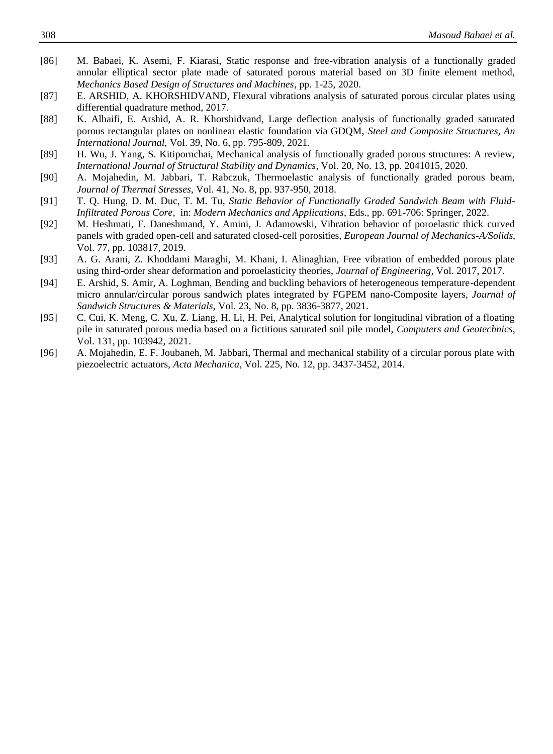[86] M. Babaei, K. Asemi, F. Kiarasi, Static response and free-vibration analysis of a functionally graded annular elliptical sector plate made of saturated porous material based on 3D finite element method, *Mechanics Based Design of Structures and Machines*, pp. 1-25, 2020.

[87] E. ARSHID, A. KHORSHIDVAND, Flexural vibrations analysis of saturated porous circular plates using differential quadrature method, 2017.

[88] K. Alhaifi, E. Arshid, A. R. Khorshidvand, Large deflection analysis of functionally graded saturated porous rectangular plates on nonlinear elastic foundation via GDQM, *Steel and Composite Structures, An International Journal*, Vol. 39, No. 6, pp. 795-809, 2021.

[89] H. Wu, J. Yang, S. Kitipornchai, Mechanical analysis of functionally graded porous structures: A review, *International Journal of Structural Stability and Dynamics*, Vol. 20, No. 13, pp. 2041015, 2020.

[90] A. Mojahedin, M. Jabbari, T. Rabczuk, Thermoelastic analysis of functionally graded porous beam, *Journal of Thermal Stresses*, Vol. 41, No. 8, pp. 937-950, 2018.

[91] T. Q. Hung, D. M. Duc, T. M. Tu, *Static Behavior of Functionally Graded Sandwich Beam with Fluid-Infiltrated Porous Core*, in: *Modern Mechanics and Applications*, Eds., pp. 691-706: Springer, 2022.

[92] M. Heshmati, F. Daneshmand, Y. Amini, J. Adamowski, Vibration behavior of poroelastic thick curved panels with graded open-cell and saturated closed-cell porosities, *European Journal of Mechanics-A/Solids*, Vol. 77, pp. 103817, 2019.

[93] A. G. Arani, Z. Khoddami Maraghi, M. Khani, I. Alinaghian, Free vibration of embedded porous plate using third-order shear deformation and poroelasticity theories, *Journal of Engineering*, Vol. 2017, 2017.

[94] E. Arshid, S. Amir, A. Loghman, Bending and buckling behaviors of heterogeneous temperature-dependent micro annular/circular porous sandwich plates integrated by FGPEM nano-Composite layers, *Journal of Sandwich Structures & Materials*, Vol. 23, No. 8, pp. 3836-3877, 2021.

[95] C. Cui, K. Meng, C. Xu, Z. Liang, H. Li, H. Pei, Analytical solution for longitudinal vibration of a floating pile in saturated porous media based on a fictitious saturated soil pile model, *Computers and Geotechnics*, Vol. 131, pp. 103942, 2021.

[96] A. Mojahedin, E. F. Joubaneh, M. Jabbari, Thermal and mechanical stability of a circular porous plate with piezoelectric actuators, *Acta Mechanica*, Vol. 225, No. 12, pp. 3437-3452, 2014.